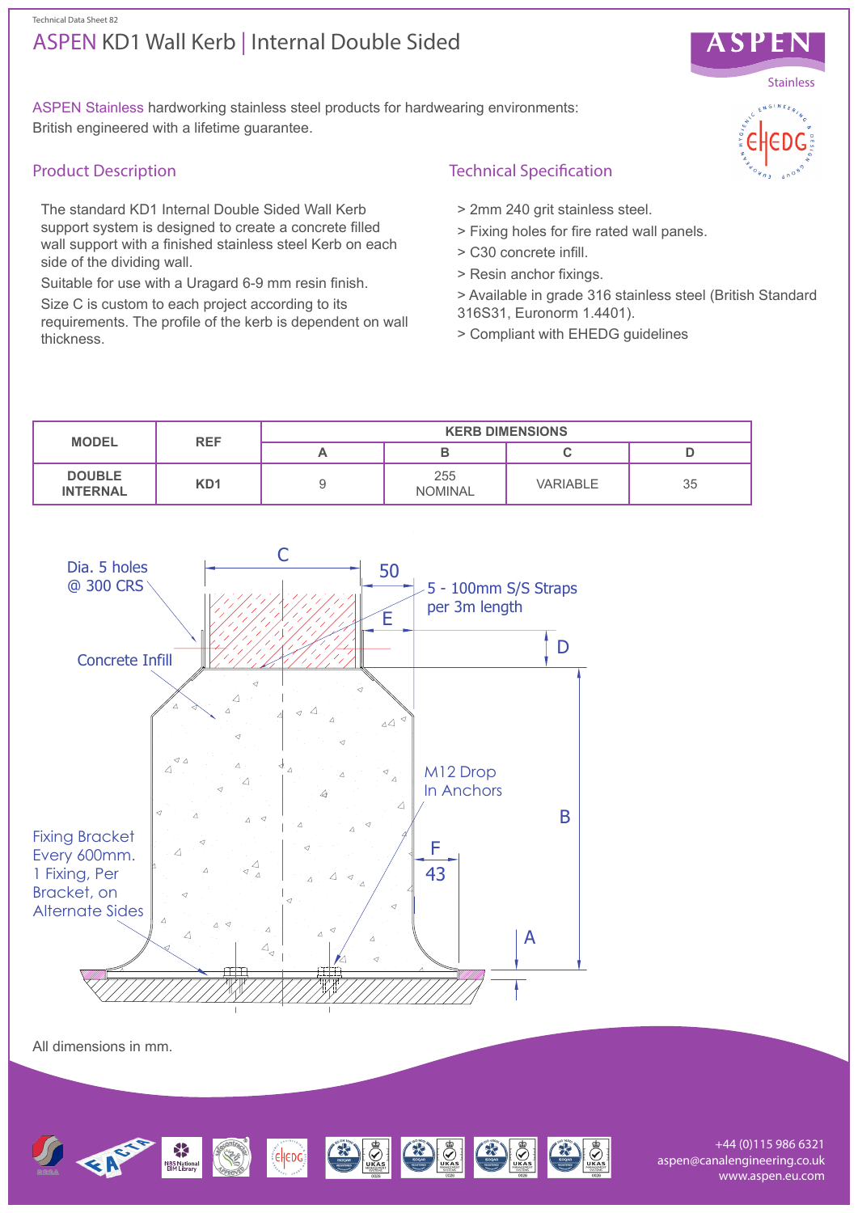Technical Data Sheet 82

# ASPEN KD1 Wall Kerb | Internal Double Sided

ASPEN Stainless hardworking stainless steel products for hardwearing environments: British engineered with a lifetime guarantee.

## Product Description

The standard KD1 Internal Double Sided Wall Kerb support system is designed to create a concrete filled wall support with a finished stainless steel Kerb on each side of the dividing wall.

Suitable for use with a Uragard 6-9 mm resin finish.

Size C is custom to each project according to its requirements. The profile of the kerb is dependent on wall thickness.

## Technical Specification

> 2mm 240 grit stainless steel.

> Fixing holes for fire rated wall panels.

> C30 concrete infill.

> Resin anchor fixings.

> Available in grade 316 stainless steel (British Standard 316S31, Euronorm 1.4401).

> Compliant with EHEDG guidelines

| MODEL | REF | KERB DIMENSIONS | | | |
|---|---|---|---|---|---|
| | | A | B | C | D |
| DOUBLE INTERNAL | KD1 | 9 | 255 NOMINAL | VARIABLE | 35 |

Dia. 5 holes @ 300 CRS

C

50

5 - 100mm S/S Straps per 3m length

E

D

Concrete Infill

M12 Drop In Anchors

B

Fixing Bracket Every 600mm. 1 Fixing, Per Bracket, on Alternate Sides

F

43

A

All dimensions in mm.

+44 (0)115 986 6321
aspen@canalengineering.co.uk
www.aspen.eu.com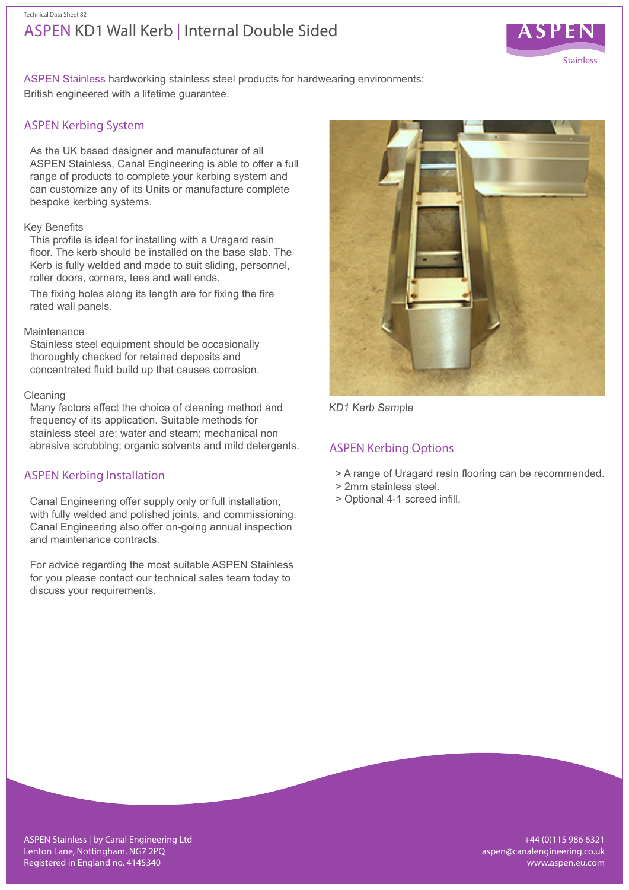# ASPEN KD1 Wall Kerb | Internal Double Sided

ASPEN Stainless hardworking stainless steel products for hardwearing environments: British engineered with a lifetime guarantee.

## ASPEN Kerbing System

As the UK based designer and manufacturer of all ASPEN Stainless, Canal Engineering is able to offer a full range of products to complete your kerbing system and can customize any of its Units or manufacture complete bespoke kerbing systems.

Key Benefits

This profile is ideal for installing with a Uragard resin floor. The kerb should be installed on the base slab. The Kerb is fully welded and made to suit sliding, personnel, roller doors, corners, tees and wall ends.

The fixing holes along its length are for fixing the fire rated wall panels.

Maintenance

Stainless steel equipment should be occasionally thoroughly checked for retained deposits and concentrated fluid build up that causes corrosion.

Cleaning

Many factors affect the choice of cleaning method and frequency of its application. Suitable methods for stainless steel are: water and steam; mechanical non abrasive scrubbing; organic solvents and mild detergents.

## ASPEN Kerbing Installation

Canal Engineering offer supply only or full installation, with fully welded and polished joints, and commissioning. Canal Engineering also offer on-going annual inspection and maintenance contracts.

For advice regarding the most suitable ASPEN Stainless for you please contact our technical sales team today to discuss your requirements.

*KD1 Kerb Sample*

## ASPEN Kerbing Options

> A range of Uragard resin flooring can be recommended.
> 2mm stainless steel.
> Optional 4-1 screed infill.

ASPEN Stainless | by Canal Engineering Ltd
Lenton Lane, Nottingham. NG7 2PQ
Registered in England no. 4145340

+44 (0)115 986 6321
aspen@canalengineering.co.uk
www.aspen.eu.com